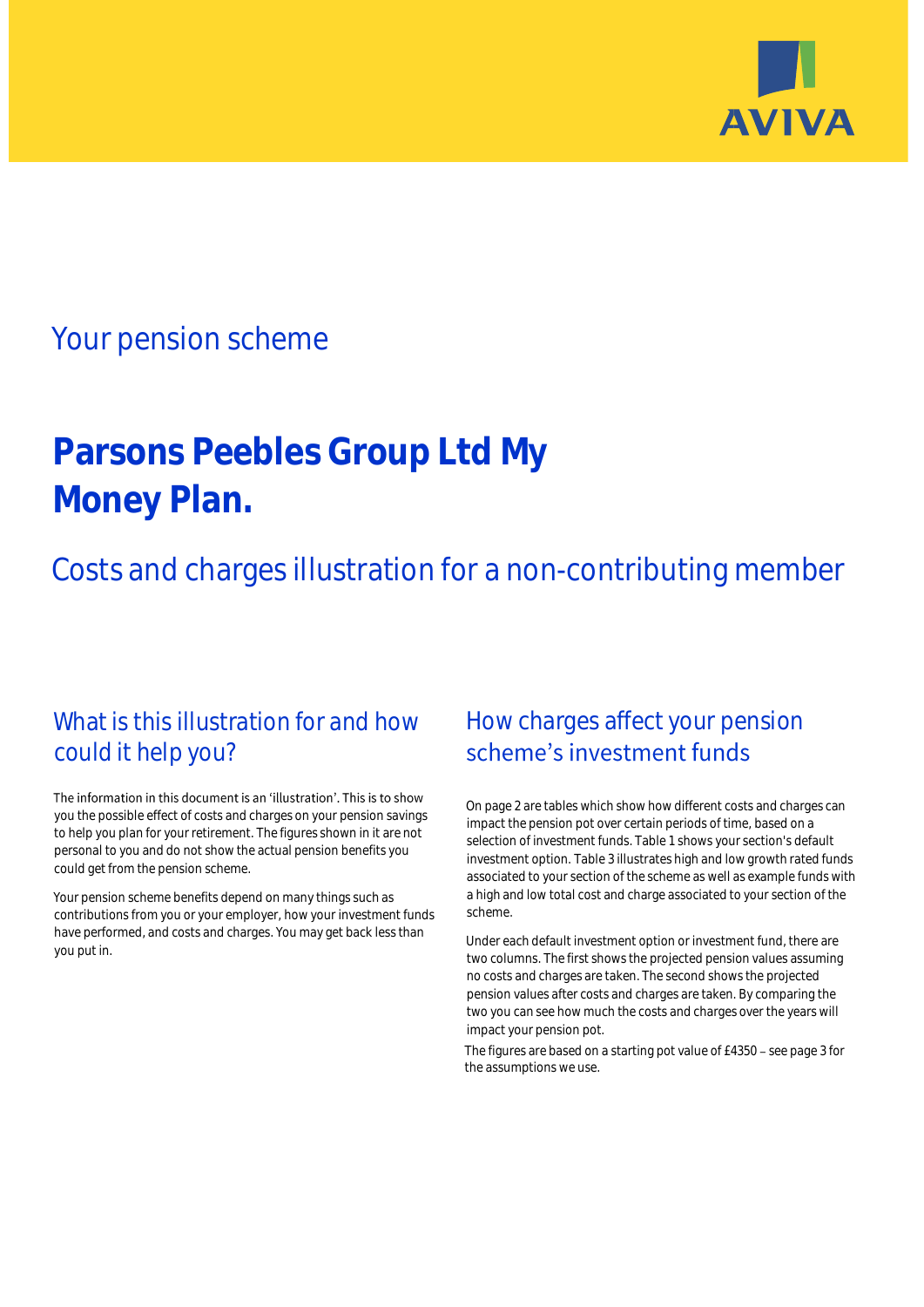AVIVA

## Your pension scheme

# Parsons Peebles Group Ltd My Money Plan.

## Costs and charges illustration for a non-contributing member

### What is this illustration for and how could it help you?

The information in this document is an 'illustration'. This is to show you the possible effect of costs and charges on your pension savings to help you plan for your retirement. The figures shown in it are not personal to you and do not show the actual pension benefits you could get from the pension scheme.

Your pension scheme benefits depend on many things such as contributions from you or your employer, how your investment funds have performed, and costs and charges. You may get back less than you put in.

### How charges affect your pension scheme's investment funds

On page 2 are tables which show how different costs and charges can impact the pension pot over certain periods of time, based on a selection of investment funds. Table 1 shows your section's default investment option. Table 3 illustrates high and low growth rated funds associated to your section of the scheme as well as example funds with a high and low total cost and charge associated to your section of the scheme.

Under each default investment option or investment fund, there are two columns. The first shows the projected pension values assuming no costs and charges are taken. The second shows the projected pension values after costs and charges are taken. By comparing the two you can see how much the costs and charges over the years will impact your pension pot.

The figures are based on a starting pot value of £4350 – see page 3 for the assumptions we use.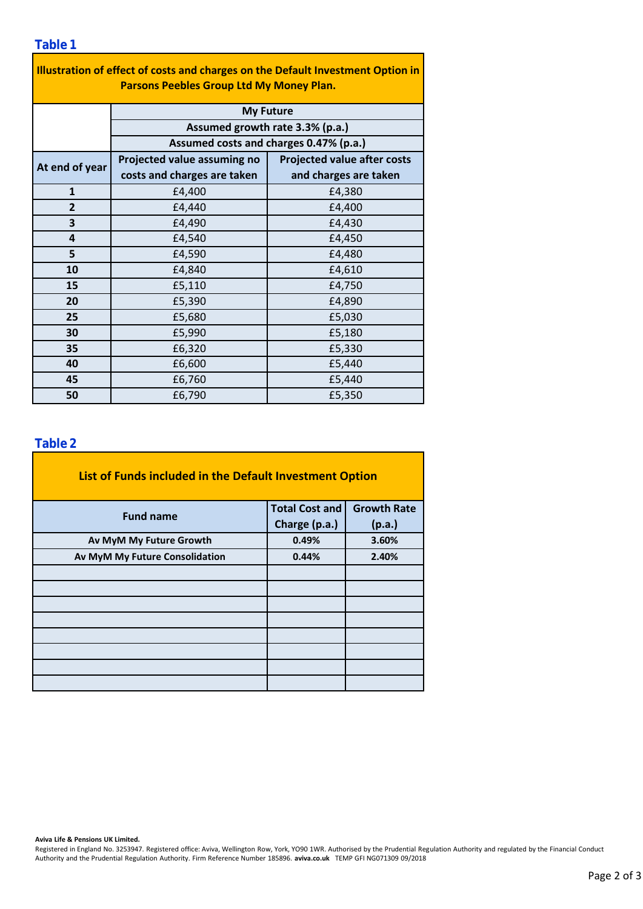## Table 1

| Illustration of effect of costs and charges on the Default Investment Option in Parsons Peebles Group Ltd My Money Plan. | | |
|---|---|---|
| | My Future | |
| | Assumed growth rate 3.3% (p.a.) | |
| | Assumed costs and charges 0.47% (p.a.) | |
| At end of year | Projected value assuming no costs and charges are taken | Projected value after costs and charges are taken |
| 1 | £4,400 | £4,380 |
| 2 | £4,440 | £4,400 |
| 3 | £4,490 | £4,430 |
| 4 | £4,540 | £4,450 |
| 5 | £4,590 | £4,480 |
| 10 | £4,840 | £4,610 |
| 15 | £5,110 | £4,750 |
| 20 | £5,390 | £4,890 |
| 25 | £5,680 | £5,030 |
| 30 | £5,990 | £5,180 |
| 35 | £6,320 | £5,330 |
| 40 | £6,600 | £5,440 |
| 45 | £6,760 | £5,440 |
| 50 | £6,790 | £5,350 |

## Table 2

| List of Funds included in the Default Investment Option | | |
|---|---|---|
| Fund name | Total Cost and Charge (p.a.) | Growth Rate (p.a.) |
| Av MyM My Future Growth | 0.49% | 3.60% |
| Av MyM My Future Consolidation | 0.44% | 2.40% |
| | | |
| | | |
| | | |
| | | |
| | | |
| | | |
| | | |
| | | |

**Aviva Life & Pensions UK Limited.**
Registered in England No. 3253947. Registered office: Aviva, Wellington Row, York, YO90 1WR. Authorised by the Prudential Regulation Authority and regulated by the Financial Conduct Authority and the Prudential Regulation Authority. Firm Reference Number 185896. **aviva.co.uk** TEMP GFI NG071309 09/2018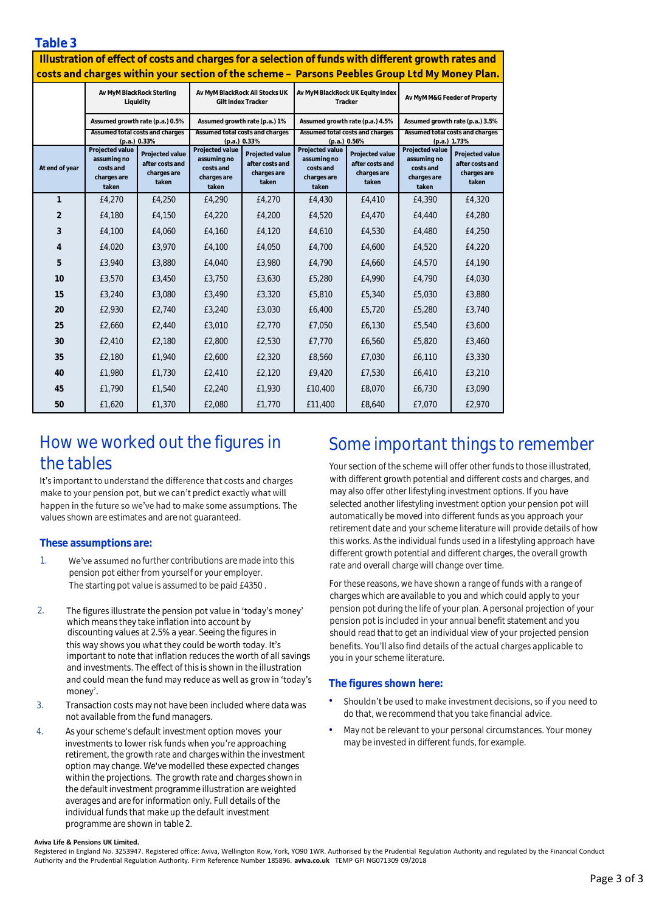## Table 3

**Illustration of effect of costs and charges for a selection of funds with different growth rates and costs and charges within your section of the scheme – Parsons Peebles Group Ltd My Money Plan.**

| | Av MyM BlackRock Sterling Liquidity | | Av MyM BlackRock All Stocks UK Gilt Index Tracker | | Av MyM BlackRock UK Equity Index Tracker | | Av MyM M&G Feeder of Property | |
|---|---|---|---|---|---|---|---|---|
| | Assumed growth rate (p.a.) 0.5% | | Assumed growth rate (p.a.) 1% | | Assumed growth rate (p.a.) 4.5% | | Assumed growth rate (p.a.) 3.5% | |
| | Assumed total costs and charges (p.a.) 0.33% | | Assumed total costs and charges (p.a.) 0.33% | | Assumed total costs and charges (p.a.) 0.56% | | Assumed total costs and charges (p.a.) 1.73% | |
| At end of year | Projected value assuming no costs and charges are taken | Projected value after costs and charges are taken | Projected value assuming no costs and charges are taken | Projected value after costs and charges are taken | Projected value assuming no costs and charges are taken | Projected value after costs and charges are taken | Projected value assuming no costs and charges are taken | Projected value after costs and charges are taken |
| 1 | £4,270 | £4,250 | £4,290 | £4,270 | £4,430 | £4,410 | £4,390 | £4,320 |
| 2 | £4,180 | £4,150 | £4,220 | £4,200 | £4,520 | £4,470 | £4,440 | £4,280 |
| 3 | £4,100 | £4,060 | £4,160 | £4,120 | £4,610 | £4,530 | £4,480 | £4,250 |
| 4 | £4,020 | £3,970 | £4,100 | £4,050 | £4,700 | £4,600 | £4,520 | £4,220 |
| 5 | £3,940 | £3,880 | £4,040 | £3,980 | £4,790 | £4,660 | £4,570 | £4,190 |
| 10 | £3,570 | £3,450 | £3,750 | £3,630 | £5,280 | £4,990 | £4,790 | £4,030 |
| 15 | £3,240 | £3,080 | £3,490 | £3,320 | £5,810 | £5,340 | £5,030 | £3,880 |
| 20 | £2,930 | £2,740 | £3,240 | £3,030 | £6,400 | £5,720 | £5,280 | £3,740 |
| 25 | £2,660 | £2,440 | £3,010 | £2,770 | £7,050 | £6,130 | £5,540 | £3,600 |
| 30 | £2,410 | £2,180 | £2,800 | £2,530 | £7,770 | £6,560 | £5,820 | £3,460 |
| 35 | £2,180 | £1,940 | £2,600 | £2,320 | £8,560 | £7,030 | £6,110 | £3,330 |
| 40 | £1,980 | £1,730 | £2,410 | £2,120 | £9,420 | £7,530 | £6,410 | £3,210 |
| 45 | £1,790 | £1,540 | £2,240 | £1,930 | £10,400 | £8,070 | £6,730 | £3,090 |
| 50 | £1,620 | £1,370 | £2,080 | £1,770 | £11,400 | £8,640 | £7,070 | £2,970 |

# How we worked out the figures in the tables

It's important to understand the difference that costs and charges make to your pension pot, but we can't predict exactly what will happen in the future so we've had to make some assumptions. The values shown are estimates and are not guaranteed.

### These assumptions are:

1. We've assumed no further contributions are made into this pension pot either from yourself or your employer. The starting pot value is assumed to be paid £4350 .
2. The figures illustrate the pension pot value in 'today's money' which means they take inflation into account by discounting values at 2.5% a year. Seeing the figures in this way shows you what they could be worth today. It's important to note that inflation reduces the worth of all savings and investments. The effect of this is shown in the illustration and could mean the fund may reduce as well as grow in 'today's money'.
3. Transaction costs may not have been included where data was not available from the fund managers.
4. As your scheme's default investment option moves your investments to lower risk funds when you're approaching retirement, the growth rate and charges within the investment option may change. We've modelled these expected changes within the projections. The growth rate and charges shown in the default investment programme illustration are weighted averages and are for information only. Full details of the individual funds that make up the default investment programme are shown in table 2.

# Some important things to remember

Your section of the scheme will offer other funds to those illustrated, with different growth potential and different costs and charges, and may also offer other lifestyling investment options. If you have selected another lifestyling investment option your pension pot will automatically be moved into different funds as you approach your retirement date and your scheme literature will provide details of how this works. As the individual funds used in a lifestyling approach have different growth potential and different charges, the overall growth rate and overall charge will change over time.

For these reasons, we have shown a range of funds with a range of charges which are available to you and which could apply to your pension pot during the life of your plan. A personal projection of your pension pot is included in your annual benefit statement and you should read that to get an individual view of your projected pension benefits. You'll also find details of the actual charges applicable to you in your scheme literature.

### The figures shown here:

- Shouldn't be used to make investment decisions, so if you need to do that, we recommend that you take financial advice.
- May not be relevant to your personal circumstances. Your money may be invested in different funds, for example.

**Aviva Life & Pensions UK Limited.**
Registered in England No. 3253947. Registered office: Aviva, Wellington Row, York, YO90 1WR. Authorised by the Prudential Regulation Authority and regulated by the Financial Conduct Authority and the Prudential Regulation Authority. Firm Reference Number 185896. **aviva.co.uk** TEMP GFI NG071309 09/2018